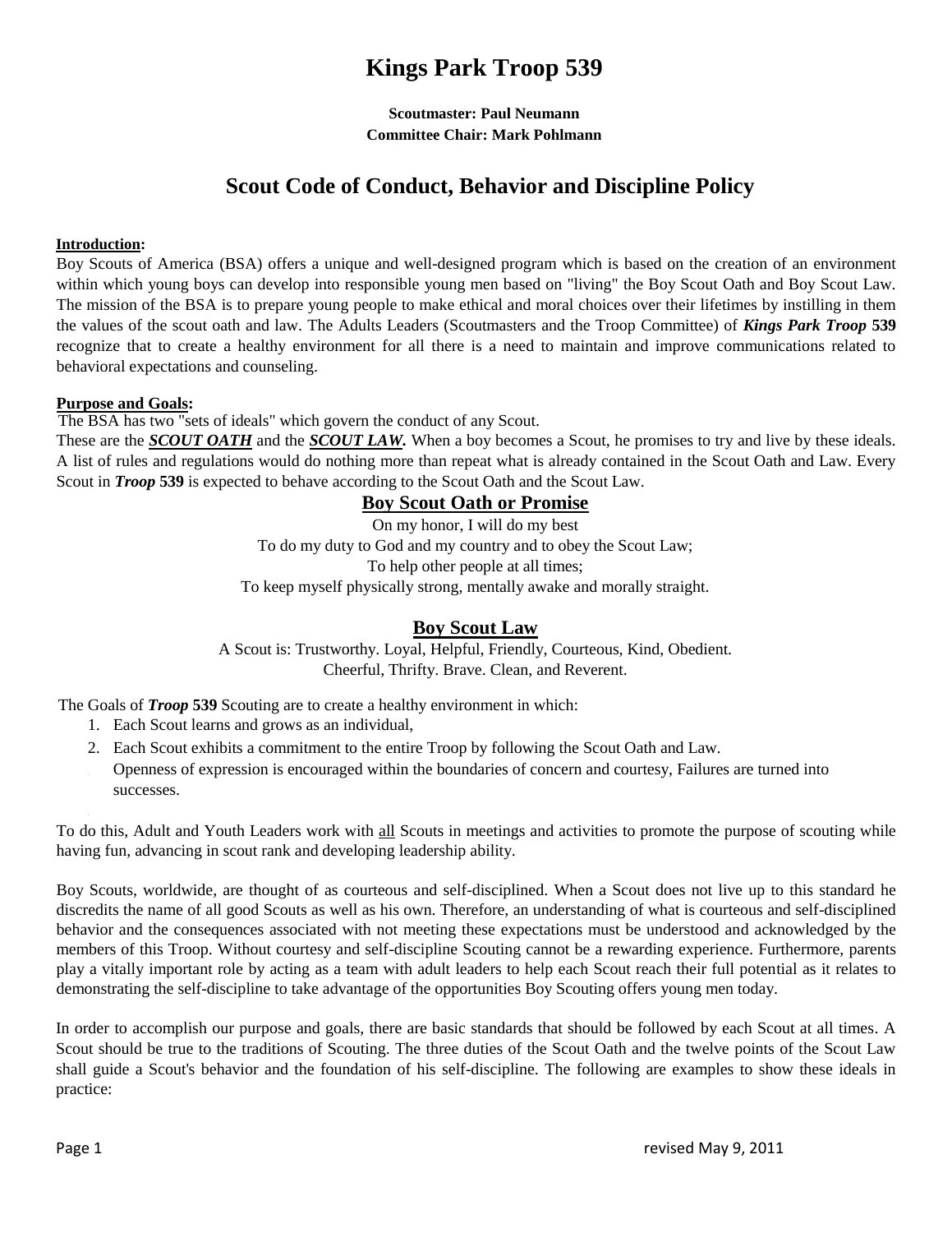# Kings Park Troop 539

**Scoutmaster: Paul Neumann**
**Committee Chair: Mark Pohlmann**

## Scout Code of Conduct, Behavior and Discipline Policy

**Introduction:**

Boy Scouts of America (BSA) offers a unique and well-designed program which is based on the creation of an environment within which young boys can develop into responsible young men based on "living" the Boy Scout Oath and Boy Scout Law. The mission of the BSA is to prepare young people to make ethical and moral choices over their lifetimes by instilling in them the values of the scout oath and law. The Adults Leaders (Scoutmasters and the Troop Committee) of ***Kings Park Troop*** **539** recognize that to create a healthy environment for all there is a need to maintain and improve communications related to behavioral expectations and counseling.

**Purpose and Goals:**

The BSA has two "sets of ideals" which govern the conduct of any Scout.

These are the ***SCOUT OATH*** and the ***SCOUT LAW.*** When a boy becomes a Scout, he promises to try and live by these ideals. A list of rules and regulations would do nothing more than repeat what is already contained in the Scout Oath and Law. Every Scout in ***Troop*** **539** is expected to behave according to the Scout Oath and the Scout Law.

### Boy Scout Oath or Promise

On my honor, I will do my best
To do my duty to God and my country and to obey the Scout Law;
To help other people at all times;
To keep myself physically strong, mentally awake and morally straight.

### Boy Scout Law

A Scout is: Trustworthy. Loyal, Helpful, Friendly, Courteous, Kind, Obedient. Cheerful, Thrifty. Brave. Clean, and Reverent.

The Goals of ***Troop*** **539** Scouting are to create a healthy environment in which:

1. Each Scout learns and grows as an individual,
2. Each Scout exhibits a commitment to the entire Troop by following the Scout Oath and Law.
3. Openness of expression is encouraged within the boundaries of concern and courtesy, Failures are turned into successes.

To do this, Adult and Youth Leaders work with all Scouts in meetings and activities to promote the purpose of scouting while having fun, advancing in scout rank and developing leadership ability.

Boy Scouts, worldwide, are thought of as courteous and self-disciplined. When a Scout does not live up to this standard he discredits the name of all good Scouts as well as his own. Therefore, an understanding of what is courteous and self-disciplined behavior and the consequences associated with not meeting these expectations must be understood and acknowledged by the members of this Troop. Without courtesy and self-discipline Scouting cannot be a rewarding experience. Furthermore, parents play a vitally important role by acting as a team with adult leaders to help each Scout reach their full potential as it relates to demonstrating the self-discipline to take advantage of the opportunities Boy Scouting offers young men today.

In order to accomplish our purpose and goals, there are basic standards that should be followed by each Scout at all times. A Scout should be true to the traditions of Scouting. The three duties of the Scout Oath and the twelve points of the Scout Law shall guide a Scout's behavior and the foundation of his self-discipline. The following are examples to show these ideals in practice: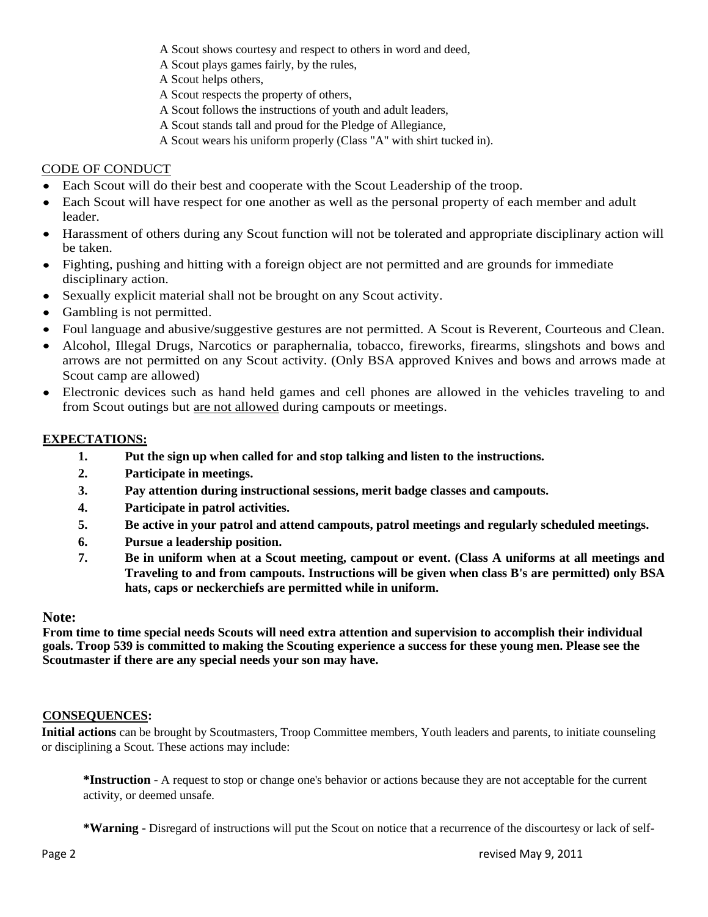A Scout shows courtesy and respect to others in word and deed,
A Scout plays games fairly, by the rules,
A Scout helps others,
A Scout respects the property of others,
A Scout follows the instructions of youth and adult leaders,
A Scout stands tall and proud for the Pledge of Allegiance,
A Scout wears his uniform properly (Class "A" with shirt tucked in).

CODE OF CONDUCT

- Each Scout will do their best and cooperate with the Scout Leadership of the troop.
- Each Scout will have respect for one another as well as the personal property of each member and adult leader.
- Harassment of others during any Scout function will not be tolerated and appropriate disciplinary action will be taken.
- Fighting, pushing and hitting with a foreign object are not permitted and are grounds for immediate disciplinary action.
- Sexually explicit material shall not be brought on any Scout activity.
- Gambling is not permitted.
- Foul language and abusive/suggestive gestures are not permitted. A Scout is Reverent, Courteous and Clean.
- Alcohol, Illegal Drugs, Narcotics or paraphernalia, tobacco, fireworks, firearms, slingshots and bows and arrows are not permitted on any Scout activity. (Only BSA approved Knives and bows and arrows made at Scout camp are allowed)
- Electronic devices such as hand held games and cell phones are allowed in the vehicles traveling to and from Scout outings but are not allowed during campouts or meetings.

**EXPECTATIONS:**

1. **Put the sign up when called for and stop talking and listen to the instructions.**
2. **Participate in meetings.**
3. **Pay attention during instructional sessions, merit badge classes and campouts.**
4. **Participate in patrol activities.**
5. **Be active in your patrol and attend campouts, patrol meetings and regularly scheduled meetings.**
6. **Pursue a leadership position.**
7. **Be in uniform when at a Scout meeting, campout or event. (Class A uniforms at all meetings and Traveling to and from campouts. Instructions will be given when class B's are permitted) only BSA hats, caps or neckerchiefs are permitted while in uniform.**

**Note:**

**From time to time special needs Scouts will need extra attention and supervision to accomplish their individual goals. Troop 539 is committed to making the Scouting experience a success for these young men. Please see the Scoutmaster if there are any special needs your son may have.**

**CONSEQUENCES:**

**Initial actions** can be brought by Scoutmasters, Troop Committee members, Youth leaders and parents, to initiate counseling or disciplining a Scout. These actions may include:

**\*Instruction** - A request to stop or change one's behavior or actions because they are not acceptable for the current activity, or deemed unsafe.

**\*Warning** - Disregard of instructions will put the Scout on notice that a recurrence of the discourtesy or lack of self-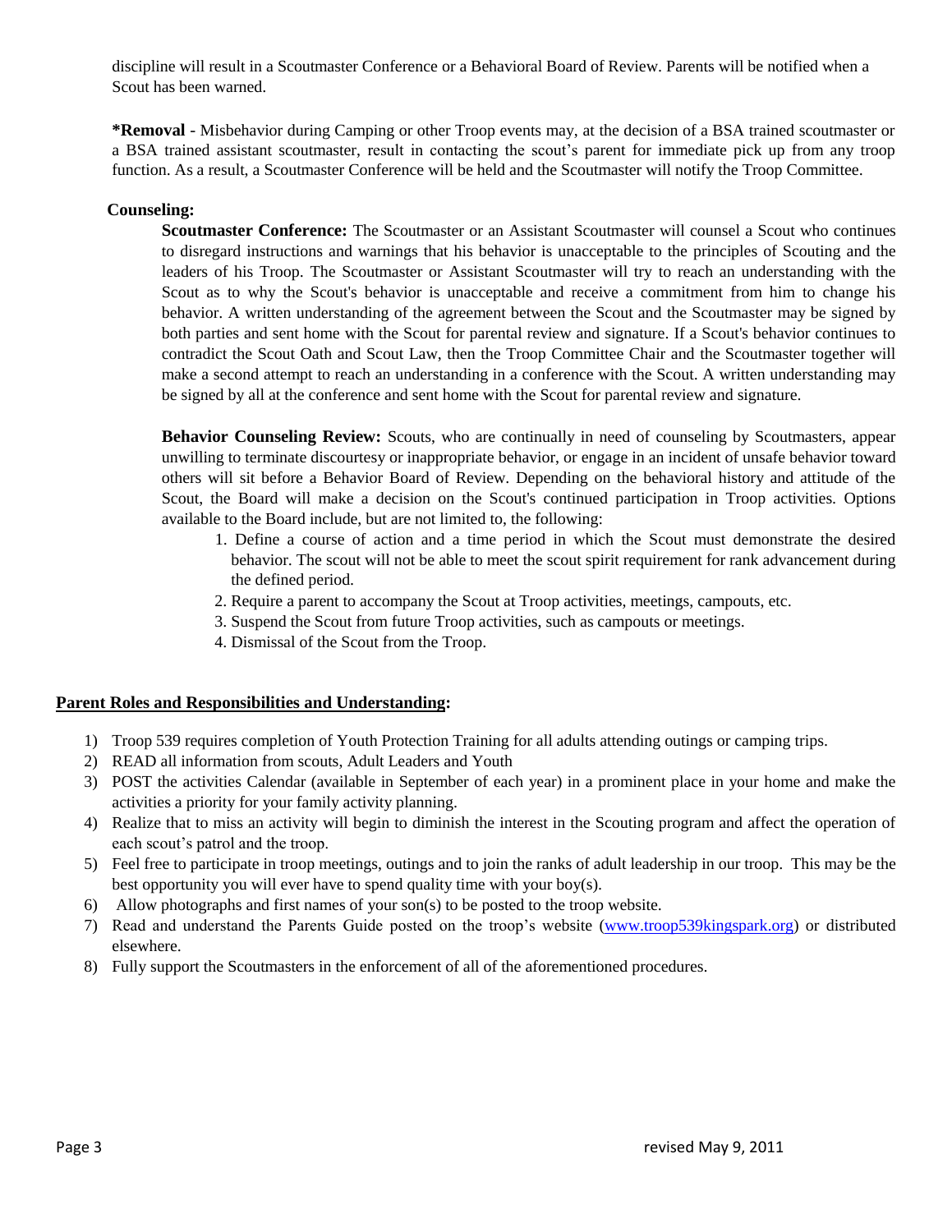discipline will result in a Scoutmaster Conference or a Behavioral Board of Review. Parents will be notified when a Scout has been warned.

***Removal** - Misbehavior during Camping or other Troop events may, at the decision of a BSA trained scoutmaster or a BSA trained assistant scoutmaster, result in contacting the scout's parent for immediate pick up from any troop function. As a result, a Scoutmaster Conference will be held and the Scoutmaster will notify the Troop Committee.

**Counseling:**

**Scoutmaster Conference:** The Scoutmaster or an Assistant Scoutmaster will counsel a Scout who continues to disregard instructions and warnings that his behavior is unacceptable to the principles of Scouting and the leaders of his Troop. The Scoutmaster or Assistant Scoutmaster will try to reach an understanding with the Scout as to why the Scout's behavior is unacceptable and receive a commitment from him to change his behavior. A written understanding of the agreement between the Scout and the Scoutmaster may be signed by both parties and sent home with the Scout for parental review and signature. If a Scout's behavior continues to contradict the Scout Oath and Scout Law, then the Troop Committee Chair and the Scoutmaster together will make a second attempt to reach an understanding in a conference with the Scout. A written understanding may be signed by all at the conference and sent home with the Scout for parental review and signature.

**Behavior Counseling Review:** Scouts, who are continually in need of counseling by Scoutmasters, appear unwilling to terminate discourtesy or inappropriate behavior, or engage in an incident of unsafe behavior toward others will sit before a Behavior Board of Review. Depending on the behavioral history and attitude of the Scout, the Board will make a decision on the Scout's continued participation in Troop activities. Options available to the Board include, but are not limited to, the following:

1. Define a course of action and a time period in which the Scout must demonstrate the desired behavior. The scout will not be able to meet the scout spirit requirement for rank advancement during the defined period.
2. Require a parent to accompany the Scout at Troop activities, meetings, campouts, etc.
3. Suspend the Scout from future Troop activities, such as campouts or meetings.
4. Dismissal of the Scout from the Troop.

**Parent Roles and Responsibilities and Understanding:**

1) Troop 539 requires completion of Youth Protection Training for all adults attending outings or camping trips.
2) READ all information from scouts, Adult Leaders and Youth
3) POST the activities Calendar (available in September of each year) in a prominent place in your home and make the activities a priority for your family activity planning.
4) Realize that to miss an activity will begin to diminish the interest in the Scouting program and affect the operation of each scout's patrol and the troop.
5) Feel free to participate in troop meetings, outings and to join the ranks of adult leadership in our troop. This may be the best opportunity you will ever have to spend quality time with your boy(s).
6) Allow photographs and first names of your son(s) to be posted to the troop website.
7) Read and understand the Parents Guide posted on the troop's website (www.troop539kingspark.org) or distributed elsewhere.
8) Fully support the Scoutmasters in the enforcement of all of the aforementioned procedures.

revised May 9, 2011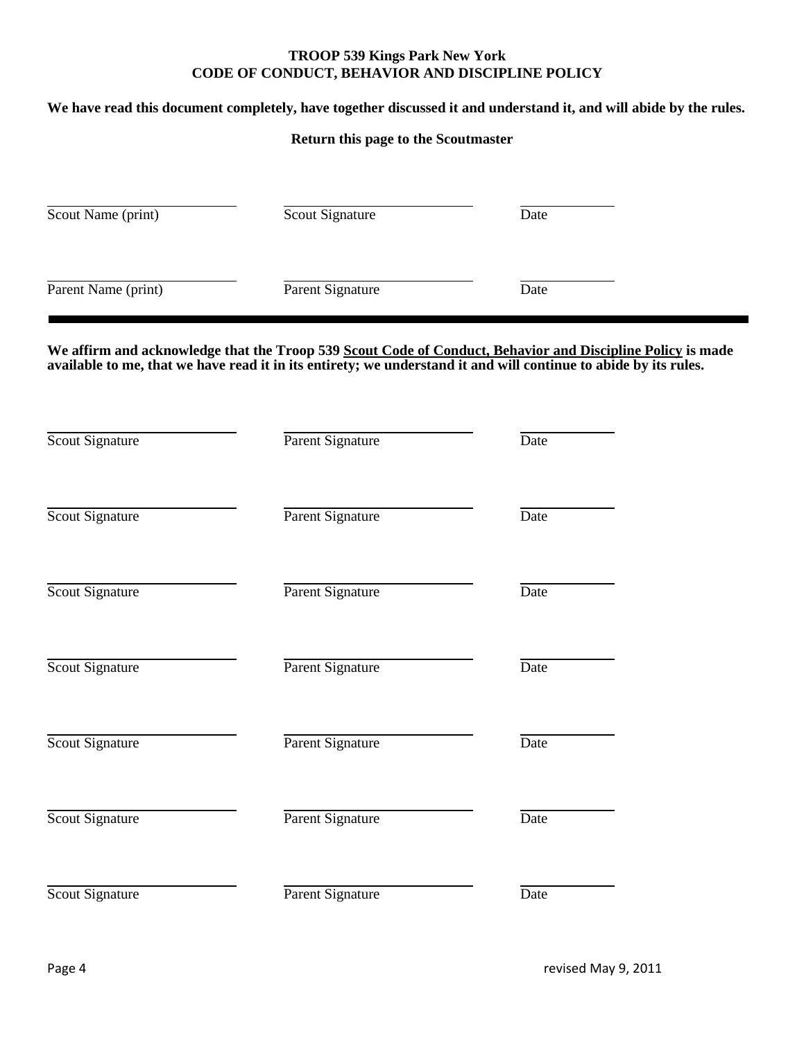**TROOP 539 Kings Park New York**
**CODE OF CONDUCT, BEHAVIOR AND DISCIPLINE POLICY**

**We have read this document completely, have together discussed it and understand it, and will abide by the rules.**

**Return this page to the Scoutmaster**

| | | |
|---|---|---|
| Scout Name (print) | Scout Signature | Date |
| Parent Name (print) | Parent Signature | Date |

---

**We affirm and acknowledge that the Troop 539 <u>Scout Code of Conduct, Behavior and Discipline Policy</u> is made available to me, that we have read it in its entirety; we understand it and will continue to abide by its rules.**

| | | |
|---|---|---|
| Scout Signature | Parent Signature | Date |
| Scout Signature | Parent Signature | Date |
| Scout Signature | Parent Signature | Date |
| Scout Signature | Parent Signature | Date |
| Scout Signature | Parent Signature | Date |
| Scout Signature | Parent Signature | Date |
| Scout Signature | Parent Signature | Date |

revised May 9, 2011